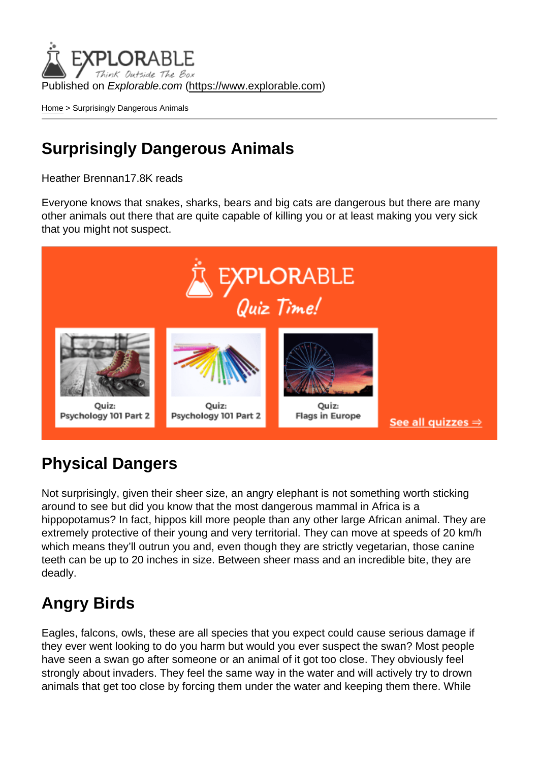Published on *Explorable.com* (https://www.explorable.com)

Home > Surprisingly Dangerous Animals

# Surprisingly Dangerous Animals

Heather Brennan17.8K reads

Everyone knows that snakes, sharks, bears and big cats are dangerous but there are many other animals out there that are quite capable of killing you or at least making you very sick that you might not suspect.

## Physical Dangers

Not surprisingly, given their sheer size, an angry elephant is not something worth sticking around to see but did you know that the most dangerous mammal in Africa is a hippopotamus? In fact, hippos kill more people than any other large African animal. They are extremely protective of their young and very territorial. They can move at speeds of 20 km/h which means they'll outrun you and, even though they are strictly vegetarian, those canine teeth can be up to 20 inches in size. Between sheer mass and an incredible bite, they are deadly.

## Angry Birds

Eagles, falcons, owls, these are all species that you expect could cause serious damage if they ever went looking to do you harm but would you ever suspect the swan? Most people have seen a swan go after someone or an animal of it got too close. They obviously feel strongly about invaders. They feel the same way in the water and will actively try to drown animals that get too close by forcing them under the water and keeping them there. While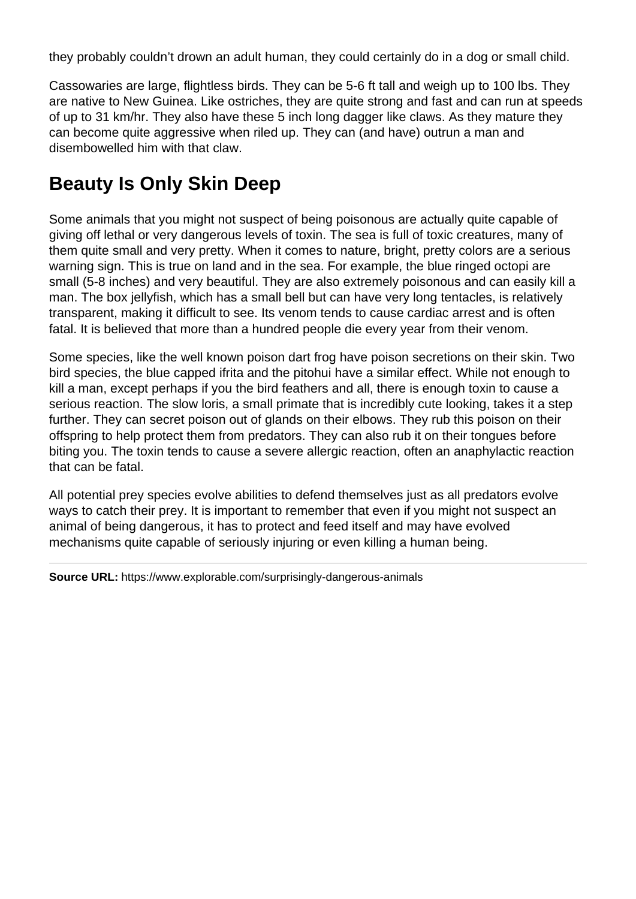they probably couldn't drown an adult human, they could certainly do in a dog or small child.

Cassowaries are large, flightless birds. They can be 5-6 ft tall and weigh up to 100 lbs. They are native to New Guinea. Like ostriches, they are quite strong and fast and can run at speeds of up to 31 km/hr. They also have these 5 inch long dagger like claws. As they mature they can become quite aggressive when riled up. They can (and have) outrun a man and disembowelled him with that claw.

## Beauty Is Only Skin Deep

Some animals that you might not suspect of being poisonous are actually quite capable of giving off lethal or very dangerous levels of toxin. The sea is full of toxic creatures, many of them quite small and very pretty. When it comes to nature, bright, pretty colors are a serious warning sign. This is true on land and in the sea. For example, the blue ringed octopi are small (5-8 inches) and very beautiful. They are also extremely poisonous and can easily kill a man. The box jellyfish, which has a small bell but can have very long tentacles, is relatively transparent, making it difficult to see. Its venom tends to cause cardiac arrest and is often fatal. It is believed that more than a hundred people die every year from their venom.

Some species, like the well known poison dart frog have poison secretions on their skin. Two bird species, the blue capped ifrita and the pitohui have a similar effect. While not enough to kill a man, except perhaps if you the bird feathers and all, there is enough toxin to cause a serious reaction. The slow loris, a small primate that is incredibly cute looking, takes it a step further. They can secret poison out of glands on their elbows. They rub this poison on their offspring to help protect them from predators. They can also rub it on their tongues before biting you. The toxin tends to cause a severe allergic reaction, often an anaphylactic reaction that can be fatal.

All potential prey species evolve abilities to defend themselves just as all predators evolve ways to catch their prey. It is important to remember that even if you might not suspect an animal of being dangerous, it has to protect and feed itself and may have evolved mechanisms quite capable of seriously injuring or even killing a human being.

---

**Source URL:** https://www.explorable.com/surprisingly-dangerous-animals